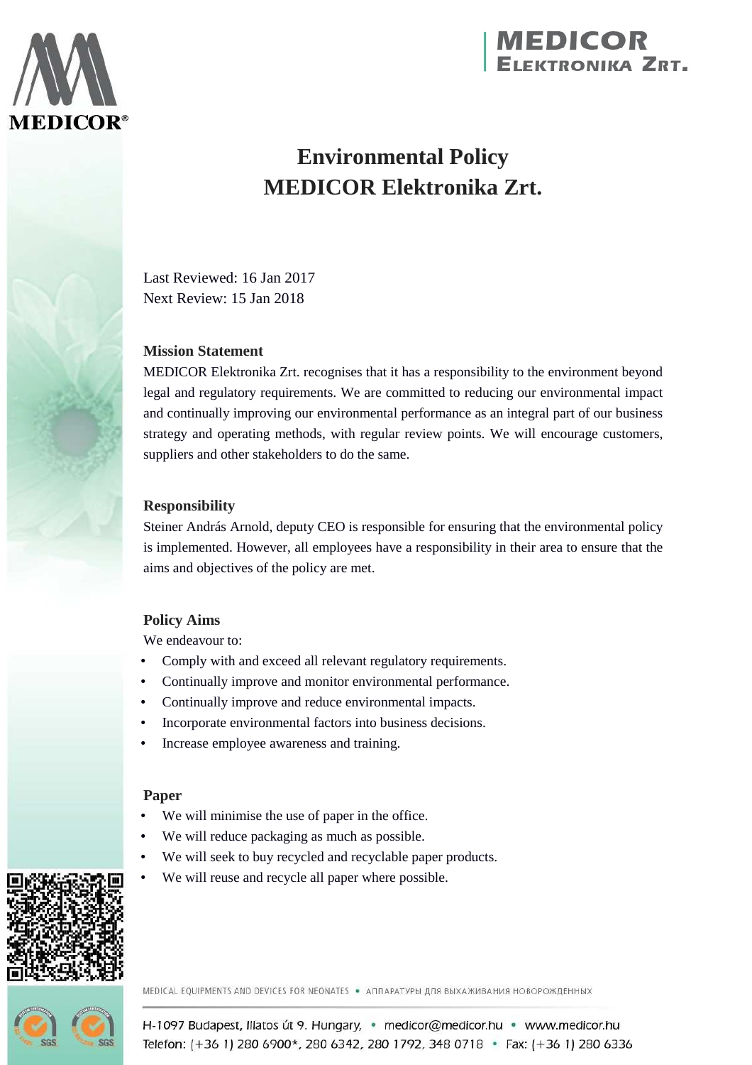# Environmental Policy
# MEDICOR Elektronika Zrt.

Last Reviewed: 16 Jan 2017
Next Review: 15 Jan 2018

### Mission Statement

MEDICOR Elektronika Zrt. recognises that it has a responsibility to the environment beyond legal and regulatory requirements. We are committed to reducing our environmental impact and continually improving our environmental performance as an integral part of our business strategy and operating methods, with regular review points. We will encourage customers, suppliers and other stakeholders to do the same.

### Responsibility

Steiner András Arnold, deputy CEO is responsible for ensuring that the environmental policy is implemented. However, all employees have a responsibility in their area to ensure that the aims and objectives of the policy are met.

### Policy Aims

We endeavour to:

- Comply with and exceed all relevant regulatory requirements.
- Continually improve and monitor environmental performance.
- Continually improve and reduce environmental impacts.
- Incorporate environmental factors into business decisions.
- Increase employee awareness and training.

### Paper

- We will minimise the use of paper in the office.
- We will reduce packaging as much as possible.
- We will seek to buy recycled and recyclable paper products.
- We will reuse and recycle all paper where possible.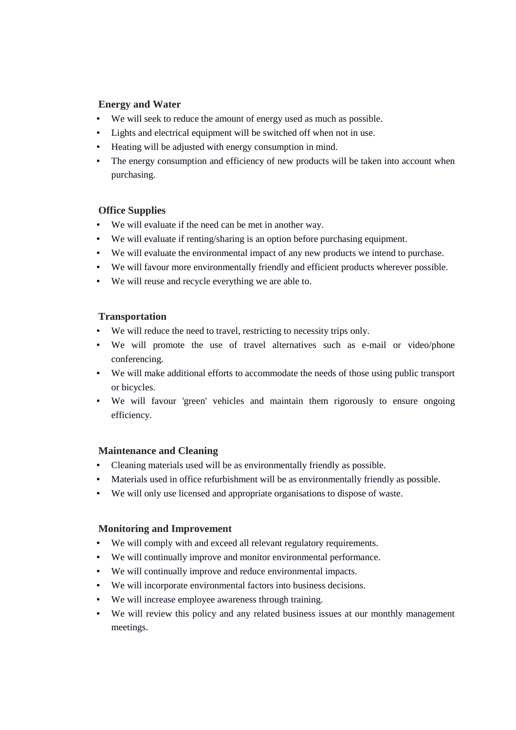**Energy and Water**

- We will seek to reduce the amount of energy used as much as possible.
- Lights and electrical equipment will be switched off when not in use.
- Heating will be adjusted with energy consumption in mind.
- The energy consumption and efficiency of new products will be taken into account when purchasing.

**Office Supplies**

- We will evaluate if the need can be met in another way.
- We will evaluate if renting/sharing is an option before purchasing equipment.
- We will evaluate the environmental impact of any new products we intend to purchase.
- We will favour more environmentally friendly and efficient products wherever possible.
- We will reuse and recycle everything we are able to.

**Transportation**

- We will reduce the need to travel, restricting to necessity trips only.
- We will promote the use of travel alternatives such as e-mail or video/phone conferencing.
- We will make additional efforts to accommodate the needs of those using public transport or bicycles.
- We will favour 'green' vehicles and maintain them rigorously to ensure ongoing efficiency.

**Maintenance and Cleaning**

- Cleaning materials used will be as environmentally friendly as possible.
- Materials used in office refurbishment will be as environmentally friendly as possible.
- We will only use licensed and appropriate organisations to dispose of waste.

**Monitoring and Improvement**

- We will comply with and exceed all relevant regulatory requirements.
- We will continually improve and monitor environmental performance.
- We will continually improve and reduce environmental impacts.
- We will incorporate environmental factors into business decisions.
- We will increase employee awareness through training.
- We will review this policy and any related business issues at our monthly management meetings.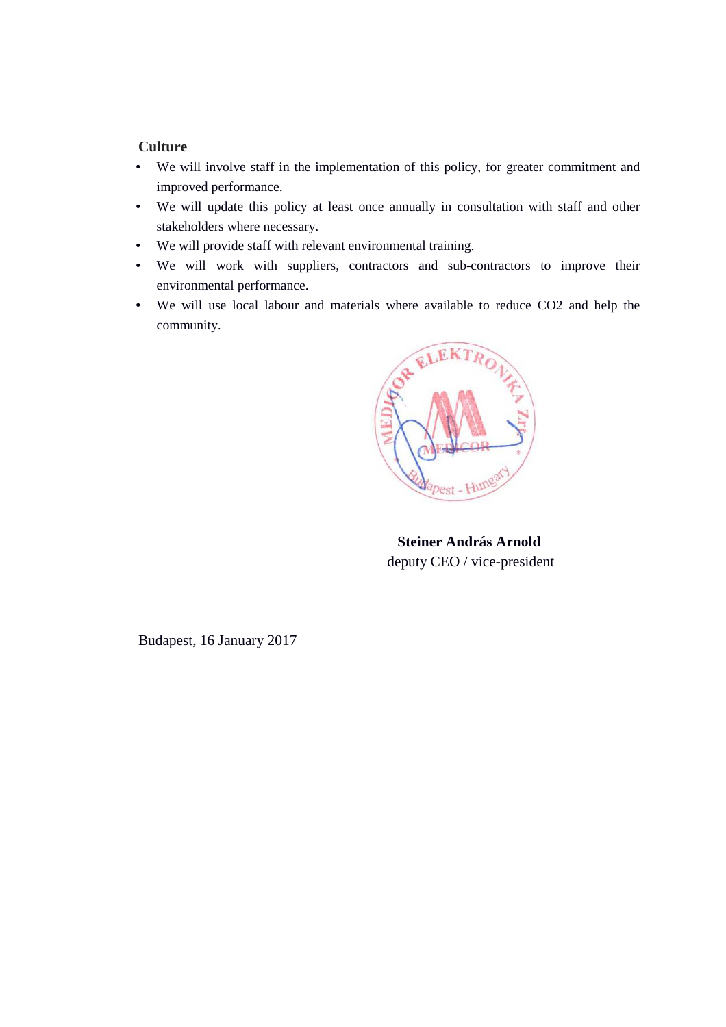**Culture**

- We will involve staff in the implementation of this policy, for greater commitment and improved performance.
- We will update this policy at least once annually in consultation with staff and other stakeholders where necessary.
- We will provide staff with relevant environmental training.
- We will work with suppliers, contractors and sub-contractors to improve their environmental performance.
- We will use local labour and materials where available to reduce $CO_2$ and help the community.

MEDICOR ELEKTRONIKA Zrt. MEDICOR Budapest - Hungary

**Steiner András Arnold**
deputy CEO / vice-president

Budapest, 16 January 2017